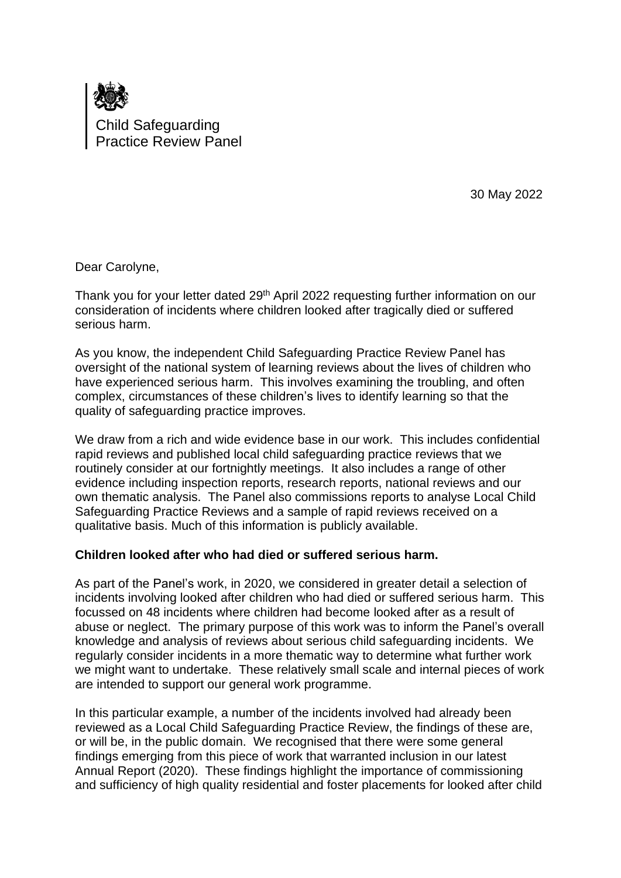Child Safeguarding
Practice Review Panel

30 May 2022

Dear Carolyne,

Thank you for your letter dated 29th April 2022 requesting further information on our consideration of incidents where children looked after tragically died or suffered serious harm.

As you know, the independent Child Safeguarding Practice Review Panel has oversight of the national system of learning reviews about the lives of children who have experienced serious harm. This involves examining the troubling, and often complex, circumstances of these children's lives to identify learning so that the quality of safeguarding practice improves.

We draw from a rich and wide evidence base in our work. This includes confidential rapid reviews and published local child safeguarding practice reviews that we routinely consider at our fortnightly meetings. It also includes a range of other evidence including inspection reports, research reports, national reviews and our own thematic analysis. The Panel also commissions reports to analyse Local Child Safeguarding Practice Reviews and a sample of rapid reviews received on a qualitative basis. Much of this information is publicly available.

**Children looked after who had died or suffered serious harm.**

As part of the Panel's work, in 2020, we considered in greater detail a selection of incidents involving looked after children who had died or suffered serious harm. This focussed on 48 incidents where children had become looked after as a result of abuse or neglect. The primary purpose of this work was to inform the Panel's overall knowledge and analysis of reviews about serious child safeguarding incidents. We regularly consider incidents in a more thematic way to determine what further work we might want to undertake. These relatively small scale and internal pieces of work are intended to support our general work programme.

In this particular example, a number of the incidents involved had already been reviewed as a Local Child Safeguarding Practice Review, the findings of these are, or will be, in the public domain. We recognised that there were some general findings emerging from this piece of work that warranted inclusion in our latest Annual Report (2020). These findings highlight the importance of commissioning and sufficiency of high quality residential and foster placements for looked after child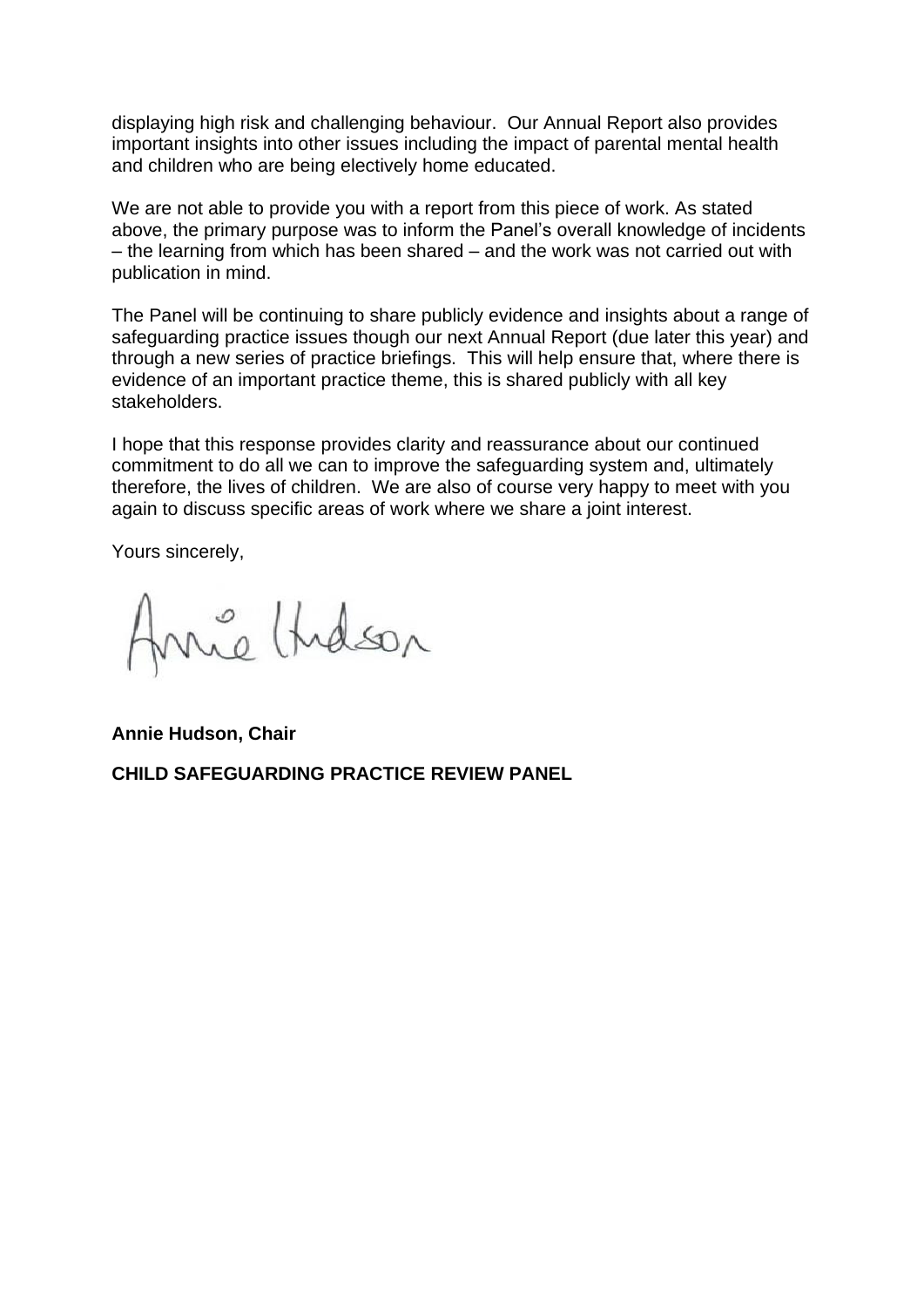displaying high risk and challenging behaviour. Our Annual Report also provides important insights into other issues including the impact of parental mental health and children who are being electively home educated.

We are not able to provide you with a report from this piece of work. As stated above, the primary purpose was to inform the Panel's overall knowledge of incidents – the learning from which has been shared – and the work was not carried out with publication in mind.

The Panel will be continuing to share publicly evidence and insights about a range of safeguarding practice issues though our next Annual Report (due later this year) and through a new series of practice briefings. This will help ensure that, where there is evidence of an important practice theme, this is shared publicly with all key stakeholders.

I hope that this response provides clarity and reassurance about our continued commitment to do all we can to improve the safeguarding system and, ultimately therefore, the lives of children. We are also of course very happy to meet with you again to discuss specific areas of work where we share a joint interest.

Yours sincerely,

Annie Hudson

**Annie Hudson, Chair**

**CHILD SAFEGUARDING PRACTICE REVIEW PANEL**